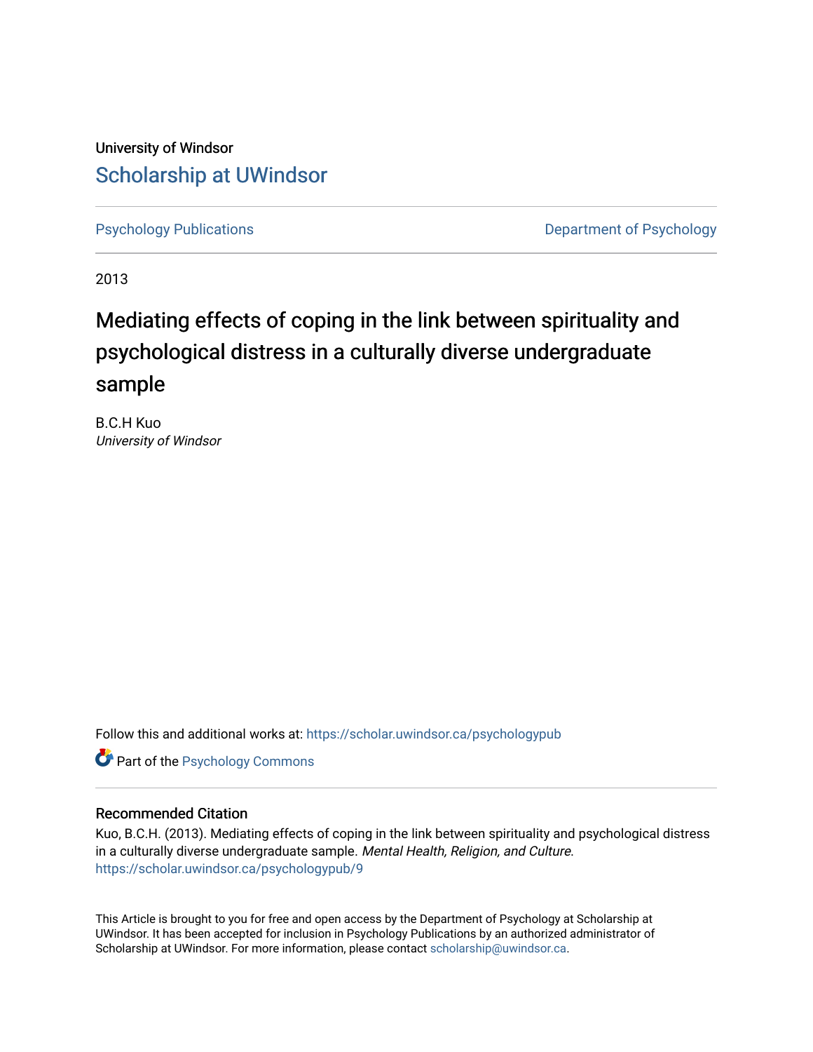University of Windsor

# Scholarship at UWindsor

Psychology Publications | Department of Psychology

2013

# Mediating effects of coping in the link between spirituality and psychological distress in a culturally diverse undergraduate sample

B.C.H Kuo
*University of Windsor*

Follow this and additional works at: https://scholar.uwindsor.ca/psychologypub

Part of the Psychology Commons

## Recommended Citation

Kuo, B.C.H. (2013). Mediating effects of coping in the link between spirituality and psychological distress in a culturally diverse undergraduate sample. *Mental Health, Religion, and Culture*.
https://scholar.uwindsor.ca/psychologypub/9

This Article is brought to you for free and open access by the Department of Psychology at Scholarship at UWindsor. It has been accepted for inclusion in Psychology Publications by an authorized administrator of Scholarship at UWindsor. For more information, please contact scholarship@uwindsor.ca.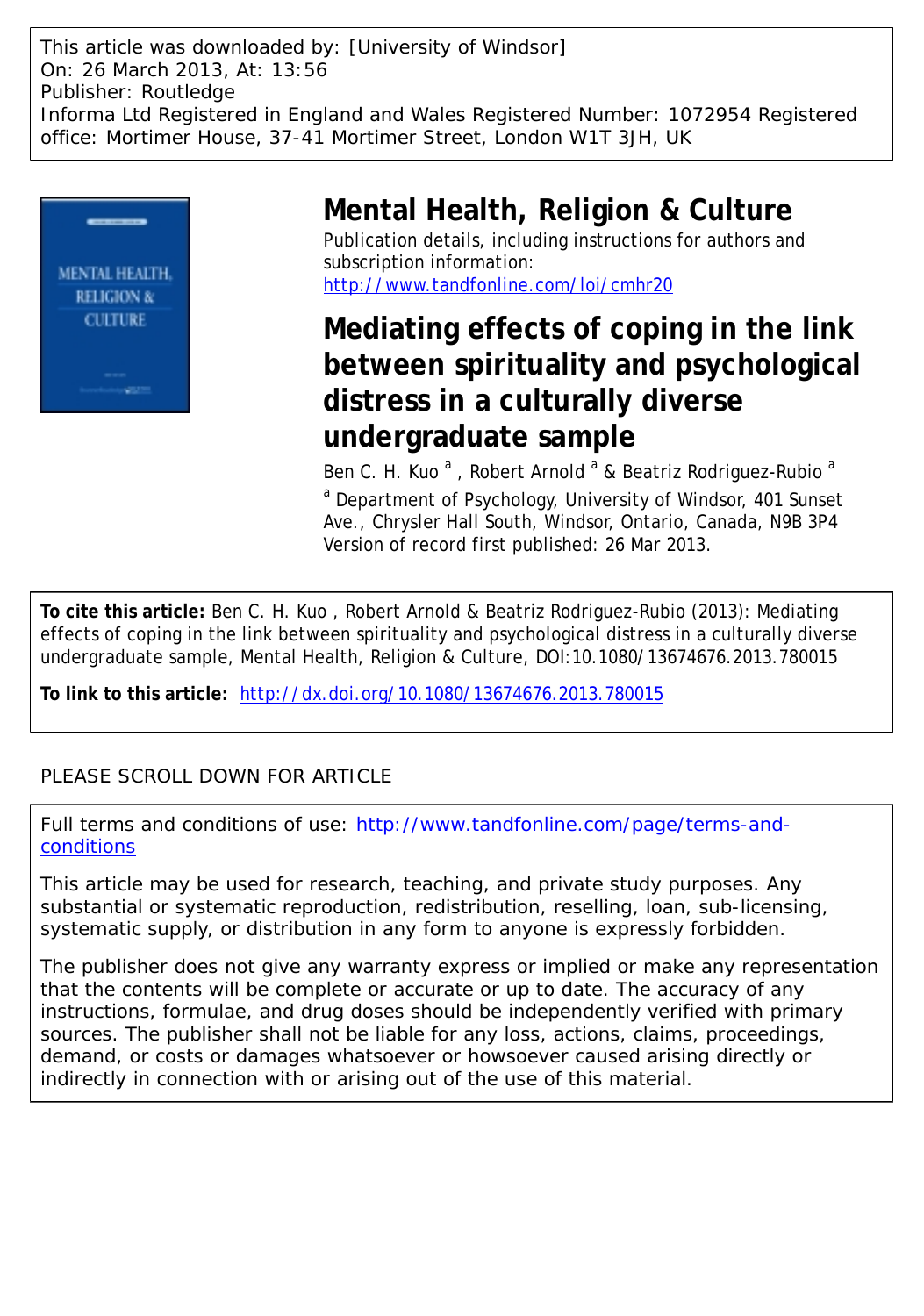This article was downloaded by: [University of Windsor]
On: 26 March 2013, At: 13:56
Publisher: Routledge
Informa Ltd Registered in England and Wales Registered Number: 1072954 Registered office: Mortimer House, 37-41 Mortimer Street, London W1T 3JH, UK

# Mental Health, Religion & Culture

Publication details, including instructions for authors and subscription information:
http://www.tandfonline.com/loi/cmhr20

# Mediating effects of coping in the link between spirituality and psychological distress in a culturally diverse undergraduate sample

Ben C. H. Kuo [a] , Robert Arnold [a] & Beatriz Rodriguez-Rubio [a]

[a] Department of Psychology, University of Windsor, 401 Sunset Ave., Chrysler Hall South, Windsor, Ontario, Canada, N9B 3P4

Version of record first published: 26 Mar 2013.

**To cite this article:** Ben C. H. Kuo , Robert Arnold & Beatriz Rodriguez-Rubio (2013): Mediating effects of coping in the link between spirituality and psychological distress in a culturally diverse undergraduate sample, Mental Health, Religion & Culture, DOI:10.1080/13674676.2013.780015

**To link to this article:** http://dx.doi.org/10.1080/13674676.2013.780015

PLEASE SCROLL DOWN FOR ARTICLE

Full terms and conditions of use: http://www.tandfonline.com/page/terms-and-conditions

This article may be used for research, teaching, and private study purposes. Any substantial or systematic reproduction, redistribution, reselling, loan, sub-licensing, systematic supply, or distribution in any form to anyone is expressly forbidden.

The publisher does not give any warranty express or implied or make any representation that the contents will be complete or accurate or up to date. The accuracy of any instructions, formulae, and drug doses should be independently verified with primary sources. The publisher shall not be liable for any loss, actions, claims, proceedings, demand, or costs or damages whatsoever or howsoever caused arising directly or indirectly in connection with or arising out of the use of this material.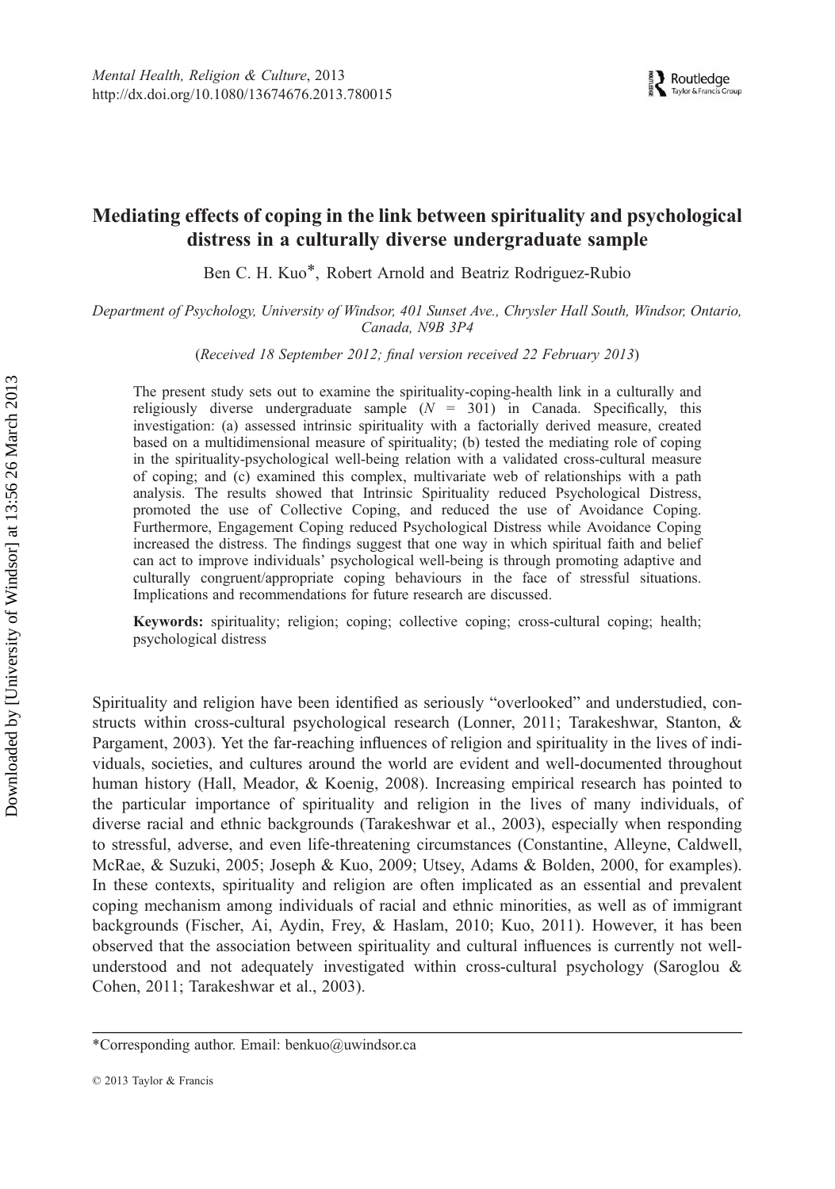# Mediating effects of coping in the link between spirituality and psychological distress in a culturally diverse undergraduate sample

Ben C. H. Kuo*, Robert Arnold and Beatriz Rodriguez-Rubio

*Department of Psychology, University of Windsor, 401 Sunset Ave., Chrysler Hall South, Windsor, Ontario, Canada, N9B 3P4*

(*Received 18 September 2012; final version received 22 February 2013*)

The present study sets out to examine the spirituality-coping-health link in a culturally and religiously diverse undergraduate sample ($N$ = 301) in Canada. Specifically, this investigation: (a) assessed intrinsic spirituality with a factorially derived measure, created based on a multidimensional measure of spirituality; (b) tested the mediating role of coping in the spirituality-psychological well-being relation with a validated cross-cultural measure of coping; and (c) examined this complex, multivariate web of relationships with a path analysis. The results showed that Intrinsic Spirituality reduced Psychological Distress, promoted the use of Collective Coping, and reduced the use of Avoidance Coping. Furthermore, Engagement Coping reduced Psychological Distress while Avoidance Coping increased the distress. The findings suggest that one way in which spiritual faith and belief can act to improve individuals' psychological well-being is through promoting adaptive and culturally congruent/appropriate coping behaviours in the face of stressful situations. Implications and recommendations for future research are discussed.

**Keywords:** spirituality; religion; coping; collective coping; cross-cultural coping; health; psychological distress

Spirituality and religion have been identified as seriously "overlooked" and understudied, constructs within cross-cultural psychological research (Lonner, 2011; Tarakeshwar, Stanton, & Pargament, 2003). Yet the far-reaching influences of religion and spirituality in the lives of individuals, societies, and cultures around the world are evident and well-documented throughout human history (Hall, Meador, & Koenig, 2008). Increasing empirical research has pointed to the particular importance of spirituality and religion in the lives of many individuals, of diverse racial and ethnic backgrounds (Tarakeshwar et al., 2003), especially when responding to stressful, adverse, and even life-threatening circumstances (Constantine, Alleyne, Caldwell, McRae, & Suzuki, 2005; Joseph & Kuo, 2009; Utsey, Adams & Bolden, 2000, for examples). In these contexts, spirituality and religion are often implicated as an essential and prevalent coping mechanism among individuals of racial and ethnic minorities, as well as of immigrant backgrounds (Fischer, Ai, Aydin, Frey, & Haslam, 2010; Kuo, 2011). However, it has been observed that the association between spirituality and cultural influences is currently not well-understood and not adequately investigated within cross-cultural psychology (Saroglou & Cohen, 2011; Tarakeshwar et al., 2003).

*Corresponding author. Email: benkuo@uwindsor.ca

© 2013 Taylor & Francis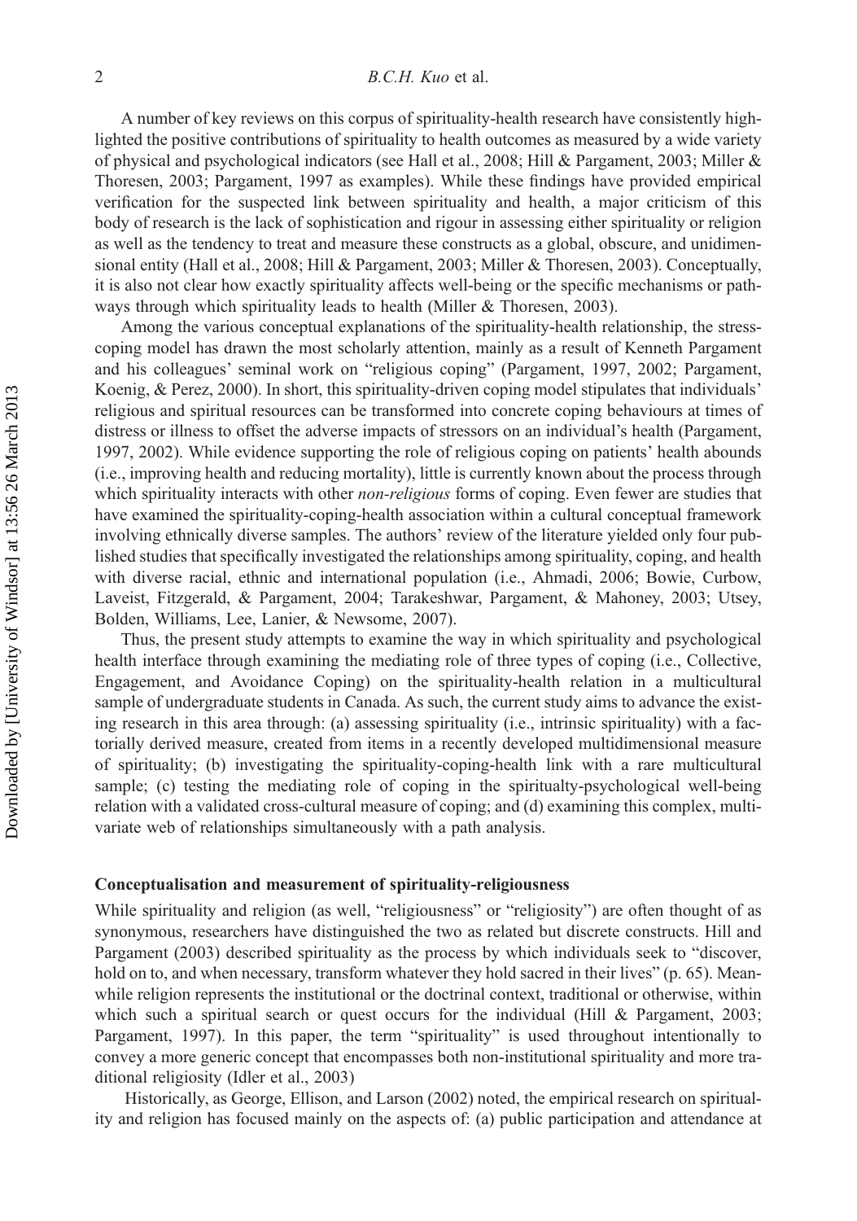A number of key reviews on this corpus of spirituality-health research have consistently highlighted the positive contributions of spirituality to health outcomes as measured by a wide variety of physical and psychological indicators (see Hall et al., 2008; Hill & Pargament, 2003; Miller & Thoresen, 2003; Pargament, 1997 as examples). While these findings have provided empirical verification for the suspected link between spirituality and health, a major criticism of this body of research is the lack of sophistication and rigour in assessing either spirituality or religion as well as the tendency to treat and measure these constructs as a global, obscure, and unidimensional entity (Hall et al., 2008; Hill & Pargament, 2003; Miller & Thoresen, 2003). Conceptually, it is also not clear how exactly spirituality affects well-being or the specific mechanisms or pathways through which spirituality leads to health (Miller & Thoresen, 2003).

Among the various conceptual explanations of the spirituality-health relationship, the stress-coping model has drawn the most scholarly attention, mainly as a result of Kenneth Pargament and his colleagues' seminal work on "religious coping" (Pargament, 1997, 2002; Pargament, Koenig, & Perez, 2000). In short, this spirituality-driven coping model stipulates that individuals' religious and spiritual resources can be transformed into concrete coping behaviours at times of distress or illness to offset the adverse impacts of stressors on an individual's health (Pargament, 1997, 2002). While evidence supporting the role of religious coping on patients' health abounds (i.e., improving health and reducing mortality), little is currently known about the process through which spirituality interacts with other *non-religious* forms of coping. Even fewer are studies that have examined the spirituality-coping-health association within a cultural conceptual framework involving ethnically diverse samples. The authors' review of the literature yielded only four published studies that specifically investigated the relationships among spirituality, coping, and health with diverse racial, ethnic and international population (i.e., Ahmadi, 2006; Bowie, Curbow, Laveist, Fitzgerald, & Pargament, 2004; Tarakeshwar, Pargament, & Mahoney, 2003; Utsey, Bolden, Williams, Lee, Lanier, & Newsome, 2007).

Thus, the present study attempts to examine the way in which spirituality and psychological health interface through examining the mediating role of three types of coping (i.e., Collective, Engagement, and Avoidance Coping) on the spirituality-health relation in a multicultural sample of undergraduate students in Canada. As such, the current study aims to advance the existing research in this area through: (a) assessing spirituality (i.e., intrinsic spirituality) with a factorially derived measure, created from items in a recently developed multidimensional measure of spirituality; (b) investigating the spirituality-coping-health link with a rare multicultural sample; (c) testing the mediating role of coping in the spiritualty-psychological well-being relation with a validated cross-cultural measure of coping; and (d) examining this complex, multivariate web of relationships simultaneously with a path analysis.

## Conceptualisation and measurement of spirituality-religiousness

While spirituality and religion (as well, "religiousness" or "religiosity") are often thought of as synonymous, researchers have distinguished the two as related but discrete constructs. Hill and Pargament (2003) described spirituality as the process by which individuals seek to "discover, hold on to, and when necessary, transform whatever they hold sacred in their lives" (p. 65). Meanwhile religion represents the institutional or the doctrinal context, traditional or otherwise, within which such a spiritual search or quest occurs for the individual (Hill & Pargament, 2003; Pargament, 1997). In this paper, the term "spirituality" is used throughout intentionally to convey a more generic concept that encompasses both non-institutional spirituality and more traditional religiosity (Idler et al., 2003)

Historically, as George, Ellison, and Larson (2002) noted, the empirical research on spirituality and religion has focused mainly on the aspects of: (a) public participation and attendance at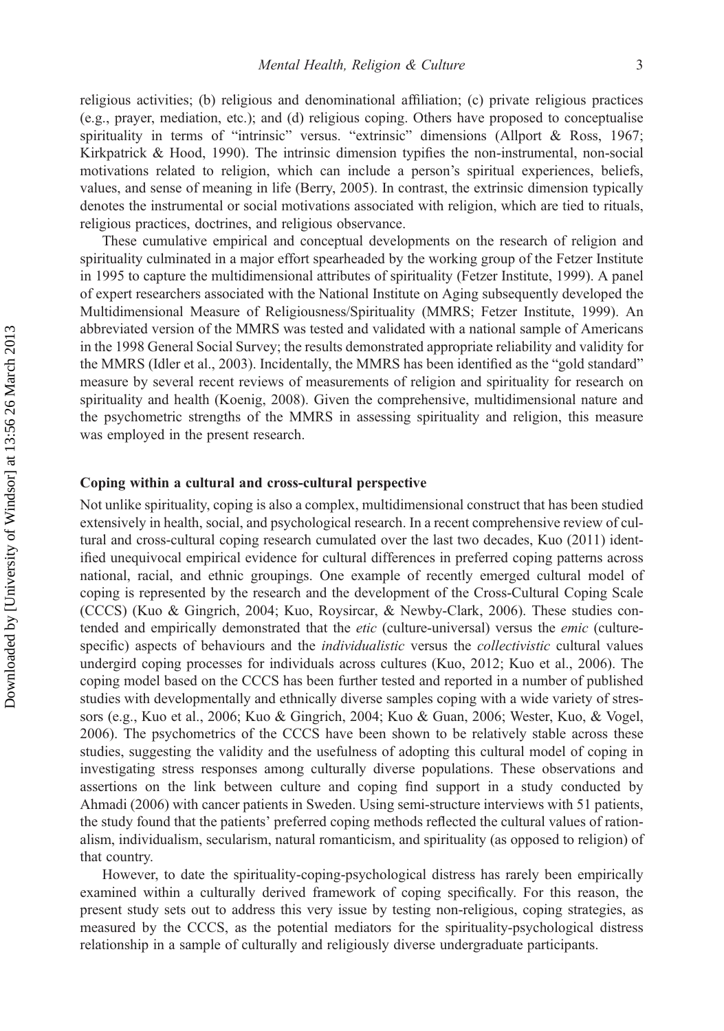religious activities; (b) religious and denominational affiliation; (c) private religious practices (e.g., prayer, mediation, etc.); and (d) religious coping. Others have proposed to conceptualise spirituality in terms of "intrinsic" versus. "extrinsic" dimensions (Allport & Ross, 1967; Kirkpatrick & Hood, 1990). The intrinsic dimension typifies the non-instrumental, non-social motivations related to religion, which can include a person's spiritual experiences, beliefs, values, and sense of meaning in life (Berry, 2005). In contrast, the extrinsic dimension typically denotes the instrumental or social motivations associated with religion, which are tied to rituals, religious practices, doctrines, and religious observance.

These cumulative empirical and conceptual developments on the research of religion and spirituality culminated in a major effort spearheaded by the working group of the Fetzer Institute in 1995 to capture the multidimensional attributes of spirituality (Fetzer Institute, 1999). A panel of expert researchers associated with the National Institute on Aging subsequently developed the Multidimensional Measure of Religiousness/Spirituality (MMRS; Fetzer Institute, 1999). An abbreviated version of the MMRS was tested and validated with a national sample of Americans in the 1998 General Social Survey; the results demonstrated appropriate reliability and validity for the MMRS (Idler et al., 2003). Incidentally, the MMRS has been identified as the "gold standard" measure by several recent reviews of measurements of religion and spirituality for research on spirituality and health (Koenig, 2008). Given the comprehensive, multidimensional nature and the psychometric strengths of the MMRS in assessing spirituality and religion, this measure was employed in the present research.

### Coping within a cultural and cross-cultural perspective

Not unlike spirituality, coping is also a complex, multidimensional construct that has been studied extensively in health, social, and psychological research. In a recent comprehensive review of cultural and cross-cultural coping research cumulated over the last two decades, Kuo (2011) identified unequivocal empirical evidence for cultural differences in preferred coping patterns across national, racial, and ethnic groupings. One example of recently emerged cultural model of coping is represented by the research and the development of the Cross-Cultural Coping Scale (CCCS) (Kuo & Gingrich, 2004; Kuo, Roysircar, & Newby-Clark, 2006). These studies contended and empirically demonstrated that the *etic* (culture-universal) versus the *emic* (culture-specific) aspects of behaviours and the *individualistic* versus the *collectivistic* cultural values undergird coping processes for individuals across cultures (Kuo, 2012; Kuo et al., 2006). The coping model based on the CCCS has been further tested and reported in a number of published studies with developmentally and ethnically diverse samples coping with a wide variety of stressors (e.g., Kuo et al., 2006; Kuo & Gingrich, 2004; Kuo & Guan, 2006; Wester, Kuo, & Vogel, 2006). The psychometrics of the CCCS have been shown to be relatively stable across these studies, suggesting the validity and the usefulness of adopting this cultural model of coping in investigating stress responses among culturally diverse populations. These observations and assertions on the link between culture and coping find support in a study conducted by Ahmadi (2006) with cancer patients in Sweden. Using semi-structure interviews with 51 patients, the study found that the patients' preferred coping methods reflected the cultural values of rationalism, individualism, secularism, natural romanticism, and spirituality (as opposed to religion) of that country.

However, to date the spirituality-coping-psychological distress has rarely been empirically examined within a culturally derived framework of coping specifically. For this reason, the present study sets out to address this very issue by testing non-religious, coping strategies, as measured by the CCCS, as the potential mediators for the spirituality-psychological distress relationship in a sample of culturally and religiously diverse undergraduate participants.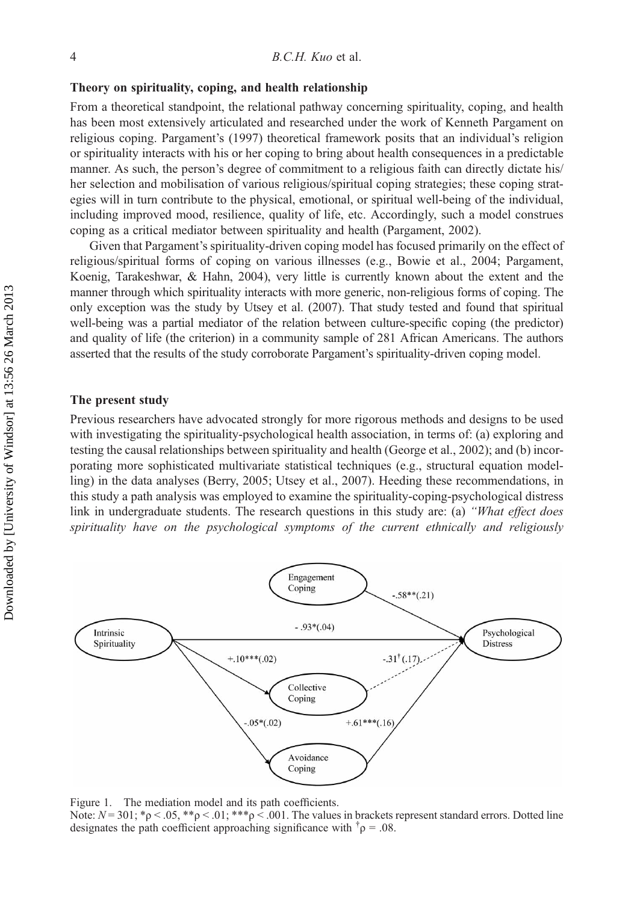### Theory on spirituality, coping, and health relationship

From a theoretical standpoint, the relational pathway concerning spirituality, coping, and health has been most extensively articulated and researched under the work of Kenneth Pargament on religious coping. Pargament's (1997) theoretical framework posits that an individual's religion or spirituality interacts with his or her coping to bring about health consequences in a predictable manner. As such, the person's degree of commitment to a religious faith can directly dictate his/her selection and mobilisation of various religious/spiritual coping strategies; these coping strategies will in turn contribute to the physical, emotional, or spiritual well-being of the individual, including improved mood, resilience, quality of life, etc. Accordingly, such a model construes coping as a critical mediator between spirituality and health (Pargament, 2002).

Given that Pargament's spirituality-driven coping model has focused primarily on the effect of religious/spiritual forms of coping on various illnesses (e.g., Bowie et al., 2004; Pargament, Koenig, Tarakeshwar, & Hahn, 2004), very little is currently known about the extent and the manner through which spirituality interacts with more generic, non-religious forms of coping. The only exception was the study by Utsey et al. (2007). That study tested and found that spiritual well-being was a partial mediator of the relation between culture-specific coping (the predictor) and quality of life (the criterion) in a community sample of 281 African Americans. The authors asserted that the results of the study corroborate Pargament's spirituality-driven coping model.

### The present study

Previous researchers have advocated strongly for more rigorous methods and designs to be used with investigating the spirituality-psychological health association, in terms of: (a) exploring and testing the causal relationships between spirituality and health (George et al., 2002); and (b) incorporating more sophisticated multivariate statistical techniques (e.g., structural equation modelling) in the data analyses (Berry, 2005; Utsey et al., 2007). Heeding these recommendations, in this study a path analysis was employed to examine the spirituality-coping-psychological distress link in undergraduate students. The research questions in this study are: (a) *"What effect does spirituality have on the psychological symptoms of the current ethnically and religiously*

Figure 1. The mediation model and its path coefficients.

Note: $N = 301$; $*\rho < .05$, $**\rho < .01$; $***\rho < .001$. The values in brackets represent standard errors. Dotted line designates the path coefficient approaching significance with $^{\dagger}\rho = .08$.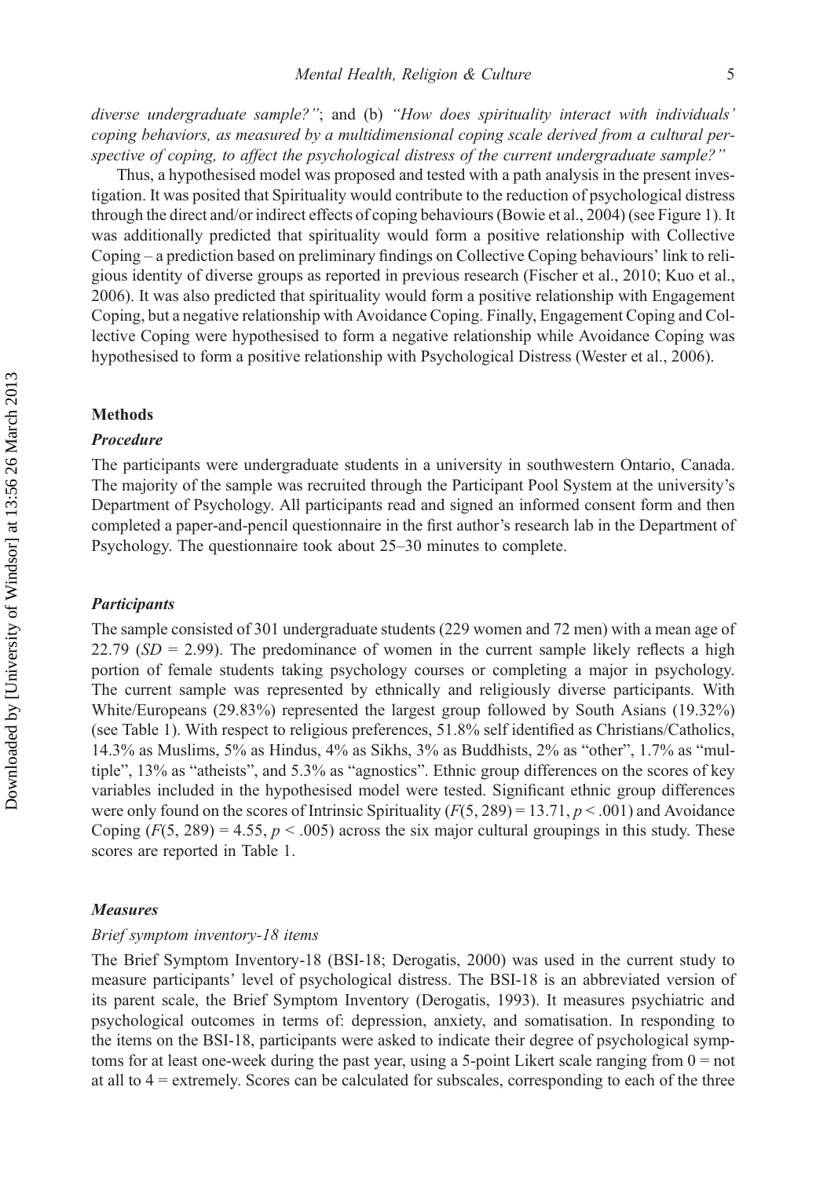*diverse undergraduate sample?"*; and (b) *"How does spirituality interact with individuals' coping behaviors, as measured by a multidimensional coping scale derived from a cultural perspective of coping, to affect the psychological distress of the current undergraduate sample?"*

Thus, a hypothesised model was proposed and tested with a path analysis in the present investigation. It was posited that Spirituality would contribute to the reduction of psychological distress through the direct and/or indirect effects of coping behaviours (Bowie et al., 2004) (see Figure 1). It was additionally predicted that spirituality would form a positive relationship with Collective Coping – a prediction based on preliminary findings on Collective Coping behaviours' link to religious identity of diverse groups as reported in previous research (Fischer et al., 2010; Kuo et al., 2006). It was also predicted that spirituality would form a positive relationship with Engagement Coping, but a negative relationship with Avoidance Coping. Finally, Engagement Coping and Collective Coping were hypothesised to form a negative relationship while Avoidance Coping was hypothesised to form a positive relationship with Psychological Distress (Wester et al., 2006).

## Methods

### *Procedure*

The participants were undergraduate students in a university in southwestern Ontario, Canada. The majority of the sample was recruited through the Participant Pool System at the university's Department of Psychology. All participants read and signed an informed consent form and then completed a paper-and-pencil questionnaire in the first author's research lab in the Department of Psychology. The questionnaire took about 25–30 minutes to complete.

### *Participants*

The sample consisted of 301 undergraduate students (229 women and 72 men) with a mean age of 22.79 ($SD$ = 2.99). The predominance of women in the current sample likely reflects a high portion of female students taking psychology courses or completing a major in psychology. The current sample was represented by ethnically and religiously diverse participants. With White/Europeans (29.83%) represented the largest group followed by South Asians (19.32%) (see Table 1). With respect to religious preferences, 51.8% self identified as Christians/Catholics, 14.3% as Muslims, 5% as Hindus, 4% as Sikhs, 3% as Buddhists, 2% as "other", 1.7% as "multiple", 13% as "atheists", and 5.3% as "agnostics". Ethnic group differences on the scores of key variables included in the hypothesised model were tested. Significant ethnic group differences were only found on the scores of Intrinsic Spirituality ($F(5, 289) = 13.71, p < .001$) and Avoidance Coping ($F(5, 289) = 4.55, p < .005$) across the six major cultural groupings in this study. These scores are reported in Table 1.

### *Measures*

#### *Brief symptom inventory-18 items*

The Brief Symptom Inventory-18 (BSI-18; Derogatis, 2000) was used in the current study to measure participants' level of psychological distress. The BSI-18 is an abbreviated version of its parent scale, the Brief Symptom Inventory (Derogatis, 1993). It measures psychiatric and psychological outcomes in terms of: depression, anxiety, and somatisation. In responding to the items on the BSI-18, participants were asked to indicate their degree of psychological symptoms for at least one-week during the past year, using a 5-point Likert scale ranging from 0 = not at all to 4 = extremely. Scores can be calculated for subscales, corresponding to each of the three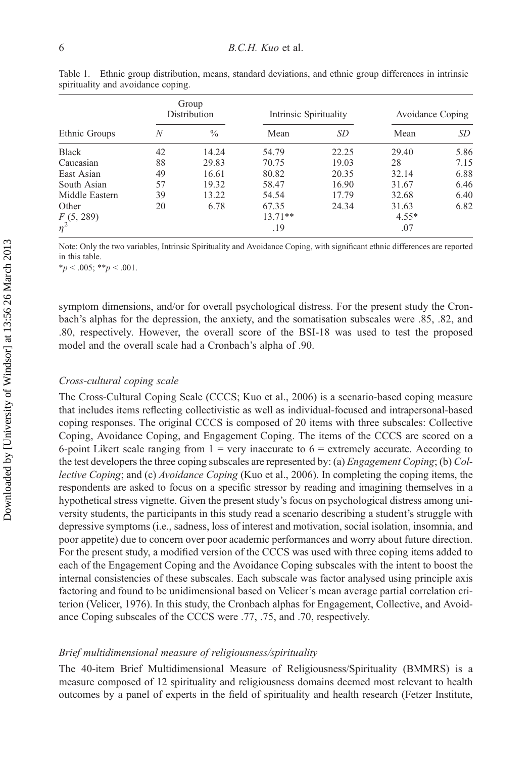Table 1. Ethnic group distribution, means, standard deviations, and ethnic group differences in intrinsic spirituality and avoidance coping.

| | Group Distribution | | Intrinsic Spirituality | | Avoidance Coping | |
|---|---|---|---|---|---|---|
| Ethnic Groups | *N* | % | Mean | *SD* | Mean | *SD* |
| Black | 42 | 14.24 | 54.79 | 22.25 | 29.40 | 5.86 |
| Caucasian | 88 | 29.83 | 70.75 | 19.03 | 28 | 7.15 |
| East Asian | 49 | 16.61 | 80.82 | 20.35 | 32.14 | 6.88 |
| South Asian | 57 | 19.32 | 58.47 | 16.90 | 31.67 | 6.46 |
| Middle Eastern | 39 | 13.22 | 54.54 | 17.79 | 32.68 | 6.40 |
| Other | 20 | 6.78 | 67.35 | 24.34 | 31.63 | 6.82 |
| $F$ (5, 289) | | | 13.71** | | 4.55* | |
| $\eta^2$ | | | .19 | | .07 | |

Note: Only the two variables, Intrinsic Spirituality and Avoidance Coping, with significant ethnic differences are reported in this table.
* $p < .005$; ** $p < .001$.

symptom dimensions, and/or for overall psychological distress. For the present study the Cronbach's alphas for the depression, the anxiety, and the somatisation subscales were .85, .82, and .80, respectively. However, the overall score of the BSI-18 was used to test the proposed model and the overall scale had a Cronbach's alpha of .90.

### *Cross-cultural coping scale*

The Cross-Cultural Coping Scale (CCCS; Kuo et al., 2006) is a scenario-based coping measure that includes items reflecting collectivistic as well as individual-focused and intrapersonal-based coping responses. The original CCCS is composed of 20 items with three subscales: Collective Coping, Avoidance Coping, and Engagement Coping. The items of the CCCS are scored on a 6-point Likert scale ranging from 1 = very inaccurate to 6 = extremely accurate. According to the test developers the three coping subscales are represented by: (a) *Engagement Coping*; (b) *Collective Coping*; and (c) *Avoidance Coping* (Kuo et al., 2006). In completing the coping items, the respondents are asked to focus on a specific stressor by reading and imagining themselves in a hypothetical stress vignette. Given the present study's focus on psychological distress among university students, the participants in this study read a scenario describing a student's struggle with depressive symptoms (i.e., sadness, loss of interest and motivation, social isolation, insomnia, and poor appetite) due to concern over poor academic performances and worry about future direction. For the present study, a modified version of the CCCS was used with three coping items added to each of the Engagement Coping and the Avoidance Coping subscales with the intent to boost the internal consistencies of these subscales. Each subscale was factor analysed using principle axis factoring and found to be unidimensional based on Velicer's mean average partial correlation criterion (Velicer, 1976). In this study, the Cronbach alphas for Engagement, Collective, and Avoidance Coping subscales of the CCCS were .77, .75, and .70, respectively.

### *Brief multidimensional measure of religiousness/spirituality*

The 40-item Brief Multidimensional Measure of Religiousness/Spirituality (BMMRS) is a measure composed of 12 spirituality and religiousness domains deemed most relevant to health outcomes by a panel of experts in the field of spirituality and health research (Fetzer Institute,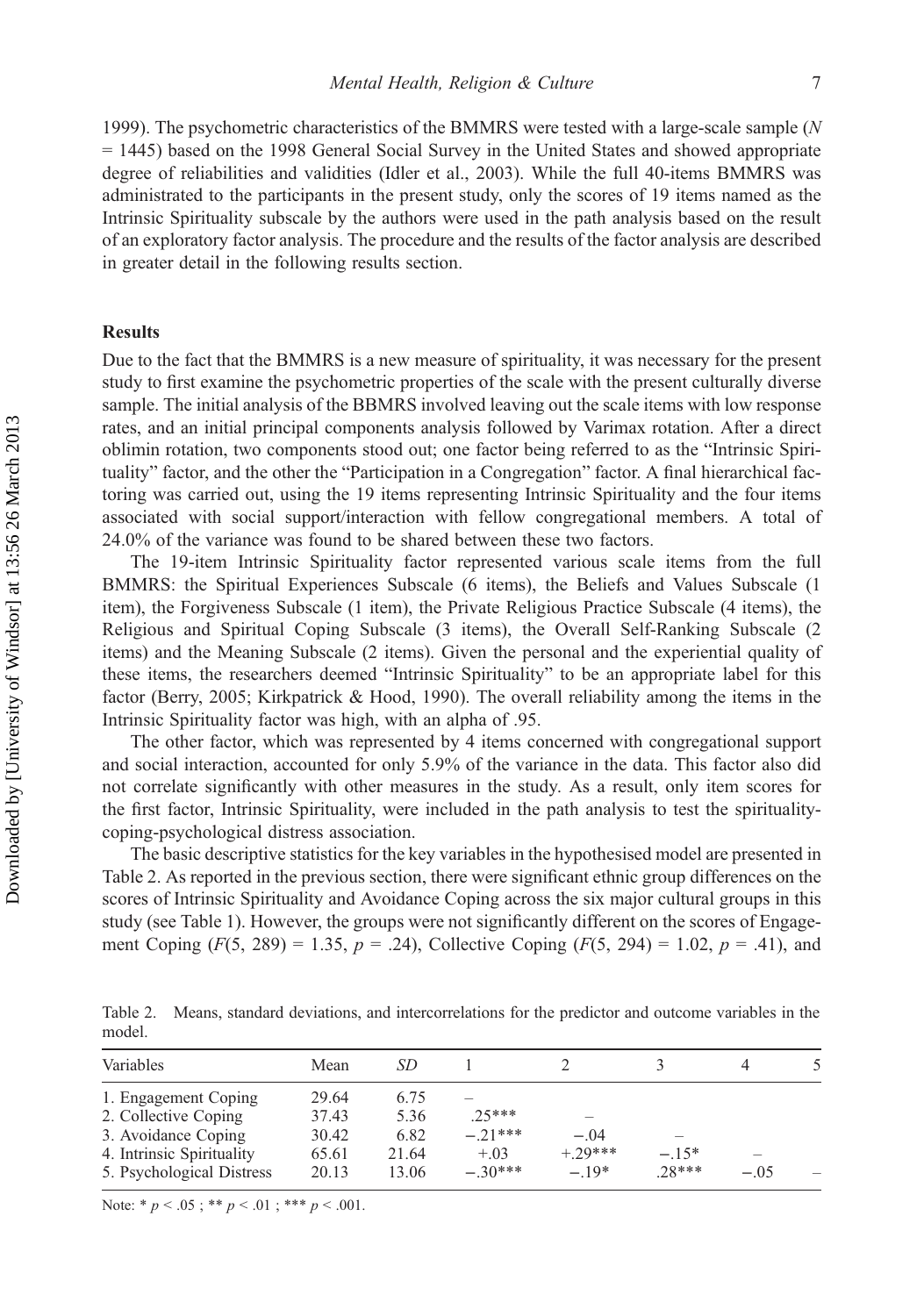1999). The psychometric characteristics of the BMMRS were tested with a large-scale sample ($N$ = 1445) based on the 1998 General Social Survey in the United States and showed appropriate degree of reliabilities and validities (Idler et al., 2003). While the full 40-items BMMRS was administrated to the participants in the present study, only the scores of 19 items named as the Intrinsic Spirituality subscale by the authors were used in the path analysis based on the result of an exploratory factor analysis. The procedure and the results of the factor analysis are described in greater detail in the following results section.

## Results

Due to the fact that the BMMRS is a new measure of spirituality, it was necessary for the present study to first examine the psychometric properties of the scale with the present culturally diverse sample. The initial analysis of the BBMRS involved leaving out the scale items with low response rates, and an initial principal components analysis followed by Varimax rotation. After a direct oblimin rotation, two components stood out; one factor being referred to as the "Intrinsic Spirituality" factor, and the other the "Participation in a Congregation" factor. A final hierarchical factoring was carried out, using the 19 items representing Intrinsic Spirituality and the four items associated with social support/interaction with fellow congregational members. A total of 24.0% of the variance was found to be shared between these two factors.

The 19-item Intrinsic Spirituality factor represented various scale items from the full BMMRS: the Spiritual Experiences Subscale (6 items), the Beliefs and Values Subscale (1 item), the Forgiveness Subscale (1 item), the Private Religious Practice Subscale (4 items), the Religious and Spiritual Coping Subscale (3 items), the Overall Self-Ranking Subscale (2 items) and the Meaning Subscale (2 items). Given the personal and the experiential quality of these items, the researchers deemed "Intrinsic Spirituality" to be an appropriate label for this factor (Berry, 2005; Kirkpatrick & Hood, 1990). The overall reliability among the items in the Intrinsic Spirituality factor was high, with an alpha of .95.

The other factor, which was represented by 4 items concerned with congregational support and social interaction, accounted for only 5.9% of the variance in the data. This factor also did not correlate significantly with other measures in the study. As a result, only item scores for the first factor, Intrinsic Spirituality, were included in the path analysis to test the spirituality-coping-psychological distress association.

The basic descriptive statistics for the key variables in the hypothesised model are presented in Table 2. As reported in the previous section, there were significant ethnic group differences on the scores of Intrinsic Spirituality and Avoidance Coping across the six major cultural groups in this study (see Table 1). However, the groups were not significantly different on the scores of Engagement Coping ($F(5, 289) = 1.35$, $p = .24$), Collective Coping ($F(5, 294) = 1.02$, $p = .41$), and

Table 2. Means, standard deviations, and intercorrelations for the predictor and outcome variables in the model.

| Variables | Mean | *SD* | 1 | 2 | 3 | 4 | 5 |
|---|---|---|---|---|---|---|---|
| 1. Engagement Coping | 29.64 | 6.75 | – | | | | |
| 2. Collective Coping | 37.43 | 5.36 | .25*** | – | | | |
| 3. Avoidance Coping | 30.42 | 6.82 | −.21*** | −.04 | – | | |
| 4. Intrinsic Spirituality | 65.61 | 21.64 | +.03 | +.29*** | −.15* | – | |
| 5. Psychological Distress | 20.13 | 13.06 | −.30*** | −.19* | .28*** | −.05 | – |

Note: * $p < .05$ ; ** $p < .01$ ; *** $p < .001$.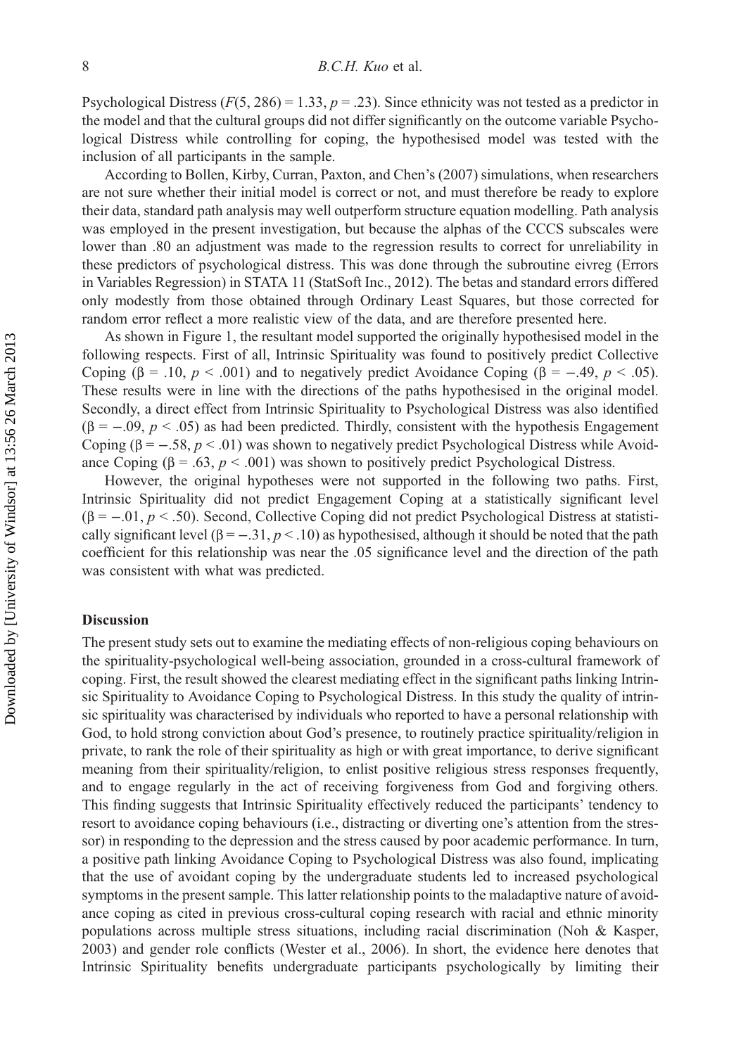Psychological Distress ($F(5, 286) = 1.33$, $p = .23$). Since ethnicity was not tested as a predictor in the model and that the cultural groups did not differ significantly on the outcome variable Psychological Distress while controlling for coping, the hypothesised model was tested with the inclusion of all participants in the sample.

According to Bollen, Kirby, Curran, Paxton, and Chen's (2007) simulations, when researchers are not sure whether their initial model is correct or not, and must therefore be ready to explore their data, standard path analysis may well outperform structure equation modelling. Path analysis was employed in the present investigation, but because the alphas of the CCCS subscales were lower than .80 an adjustment was made to the regression results to correct for unreliability in these predictors of psychological distress. This was done through the subroutine eivreg (Errors in Variables Regression) in STATA 11 (StatSoft Inc., 2012). The betas and standard errors differed only modestly from those obtained through Ordinary Least Squares, but those corrected for random error reflect a more realistic view of the data, and are therefore presented here.

As shown in Figure 1, the resultant model supported the originally hypothesised model in the following respects. First of all, Intrinsic Spirituality was found to positively predict Collective Coping ($\beta = .10$, $p < .001$) and to negatively predict Avoidance Coping ($\beta = -.49$, $p < .05$). These results were in line with the directions of the paths hypothesised in the original model. Secondly, a direct effect from Intrinsic Spirituality to Psychological Distress was also identified ($\beta = -.09$, $p < .05$) as had been predicted. Thirdly, consistent with the hypothesis Engagement Coping ($\beta = -.58$, $p < .01$) was shown to negatively predict Psychological Distress while Avoidance Coping ($\beta = .63$, $p < .001$) was shown to positively predict Psychological Distress.

However, the original hypotheses were not supported in the following two paths. First, Intrinsic Spirituality did not predict Engagement Coping at a statistically significant level ($\beta = -.01$, $p < .50$). Second, Collective Coping did not predict Psychological Distress at statistically significant level ($\beta = -.31$, $p < .10$) as hypothesised, although it should be noted that the path coefficient for this relationship was near the .05 significance level and the direction of the path was consistent with what was predicted.

## Discussion

The present study sets out to examine the mediating effects of non-religious coping behaviours on the spirituality-psychological well-being association, grounded in a cross-cultural framework of coping. First, the result showed the clearest mediating effect in the significant paths linking Intrinsic Spirituality to Avoidance Coping to Psychological Distress. In this study the quality of intrinsic spirituality was characterised by individuals who reported to have a personal relationship with God, to hold strong conviction about God's presence, to routinely practice spirituality/religion in private, to rank the role of their spirituality as high or with great importance, to derive significant meaning from their spirituality/religion, to enlist positive religious stress responses frequently, and to engage regularly in the act of receiving forgiveness from God and forgiving others. This finding suggests that Intrinsic Spirituality effectively reduced the participants' tendency to resort to avoidance coping behaviours (i.e., distracting or diverting one's attention from the stressor) in responding to the depression and the stress caused by poor academic performance. In turn, a positive path linking Avoidance Coping to Psychological Distress was also found, implicating that the use of avoidant coping by the undergraduate students led to increased psychological symptoms in the present sample. This latter relationship points to the maladaptive nature of avoidance coping as cited in previous cross-cultural coping research with racial and ethnic minority populations across multiple stress situations, including racial discrimination (Noh & Kasper, 2003) and gender role conflicts (Wester et al., 2006). In short, the evidence here denotes that Intrinsic Spirituality benefits undergraduate participants psychologically by limiting their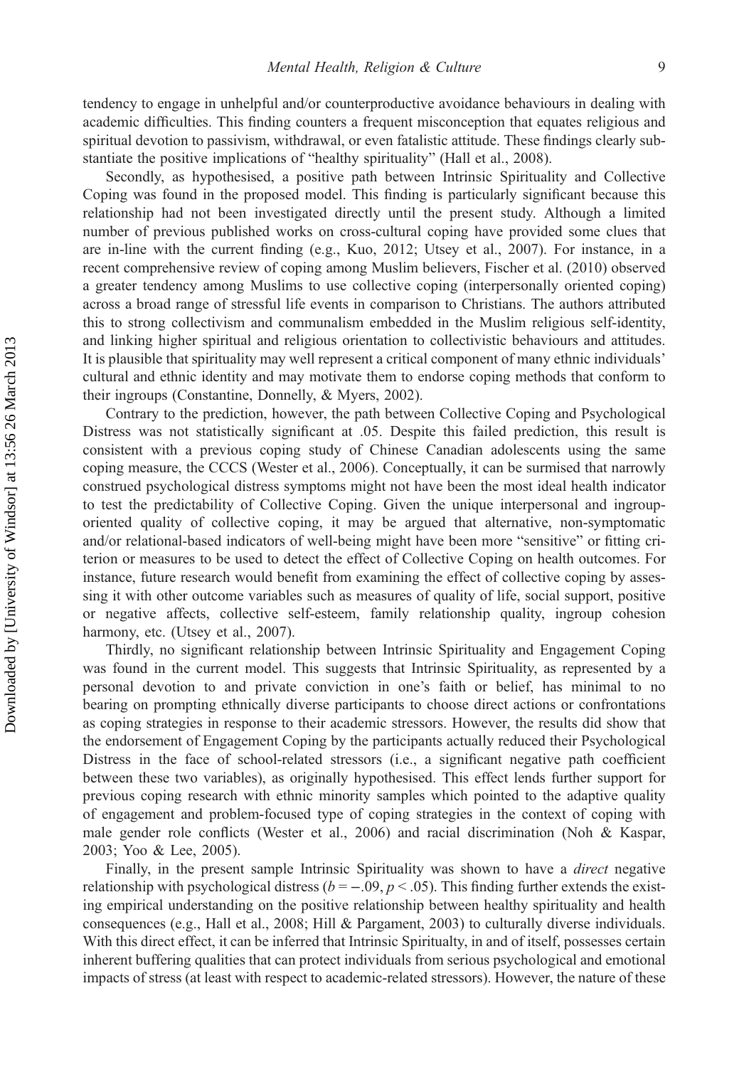tendency to engage in unhelpful and/or counterproductive avoidance behaviours in dealing with academic difficulties. This finding counters a frequent misconception that equates religious and spiritual devotion to passivism, withdrawal, or even fatalistic attitude. These findings clearly substantiate the positive implications of "healthy spirituality" (Hall et al., 2008).

Secondly, as hypothesised, a positive path between Intrinsic Spirituality and Collective Coping was found in the proposed model. This finding is particularly significant because this relationship had not been investigated directly until the present study. Although a limited number of previous published works on cross-cultural coping have provided some clues that are in-line with the current finding (e.g., Kuo, 2012; Utsey et al., 2007). For instance, in a recent comprehensive review of coping among Muslim believers, Fischer et al. (2010) observed a greater tendency among Muslims to use collective coping (interpersonally oriented coping) across a broad range of stressful life events in comparison to Christians. The authors attributed this to strong collectivism and communalism embedded in the Muslim religious self-identity, and linking higher spiritual and religious orientation to collectivistic behaviours and attitudes. It is plausible that spirituality may well represent a critical component of many ethnic individuals' cultural and ethnic identity and may motivate them to endorse coping methods that conform to their ingroups (Constantine, Donnelly, & Myers, 2002).

Contrary to the prediction, however, the path between Collective Coping and Psychological Distress was not statistically significant at .05. Despite this failed prediction, this result is consistent with a previous coping study of Chinese Canadian adolescents using the same coping measure, the CCCS (Wester et al., 2006). Conceptually, it can be surmised that narrowly construed psychological distress symptoms might not have been the most ideal health indicator to test the predictability of Collective Coping. Given the unique interpersonal and ingroup-oriented quality of collective coping, it may be argued that alternative, non-symptomatic and/or relational-based indicators of well-being might have been more "sensitive" or fitting criterion or measures to be used to detect the effect of Collective Coping on health outcomes. For instance, future research would benefit from examining the effect of collective coping by assessing it with other outcome variables such as measures of quality of life, social support, positive or negative affects, collective self-esteem, family relationship quality, ingroup cohesion harmony, etc. (Utsey et al., 2007).

Thirdly, no significant relationship between Intrinsic Spirituality and Engagement Coping was found in the current model. This suggests that Intrinsic Spirituality, as represented by a personal devotion to and private conviction in one's faith or belief, has minimal to no bearing on prompting ethnically diverse participants to choose direct actions or confrontations as coping strategies in response to their academic stressors. However, the results did show that the endorsement of Engagement Coping by the participants actually reduced their Psychological Distress in the face of school-related stressors (i.e., a significant negative path coefficient between these two variables), as originally hypothesised. This effect lends further support for previous coping research with ethnic minority samples which pointed to the adaptive quality of engagement and problem-focused type of coping strategies in the context of coping with male gender role conflicts (Wester et al., 2006) and racial discrimination (Noh & Kaspar, 2003; Yoo & Lee, 2005).

Finally, in the present sample Intrinsic Spirituality was shown to have a *direct* negative relationship with psychological distress ($b = -.09$, $p < .05$). This finding further extends the existing empirical understanding on the positive relationship between healthy spirituality and health consequences (e.g., Hall et al., 2008; Hill & Pargament, 2003) to culturally diverse individuals. With this direct effect, it can be inferred that Intrinsic Spiritualty, in and of itself, possesses certain inherent buffering qualities that can protect individuals from serious psychological and emotional impacts of stress (at least with respect to academic-related stressors). However, the nature of these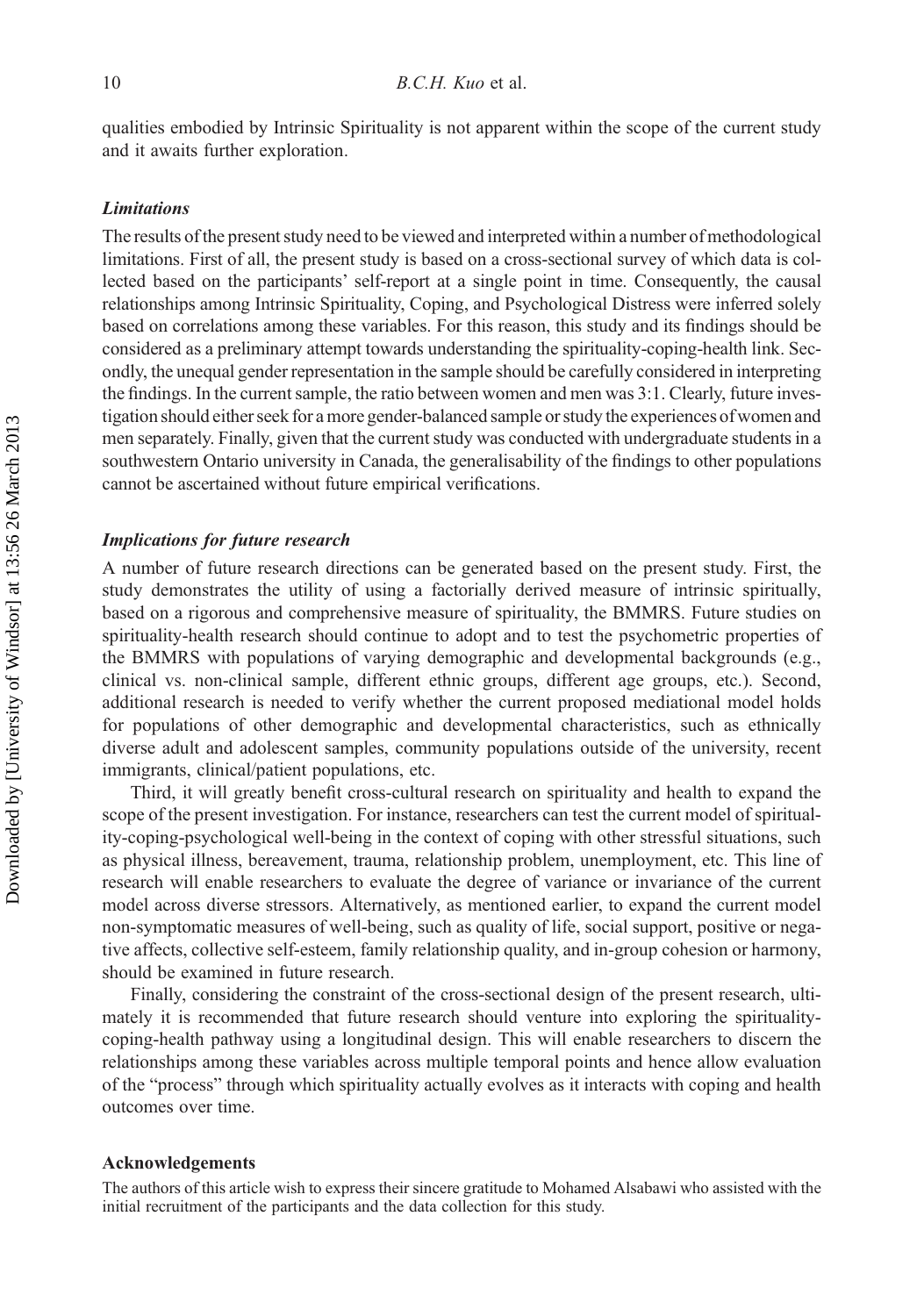qualities embodied by Intrinsic Spirituality is not apparent within the scope of the current study and it awaits further exploration.

### *Limitations*

The results of the present study need to be viewed and interpreted within a number of methodological limitations. First of all, the present study is based on a cross-sectional survey of which data is collected based on the participants' self-report at a single point in time. Consequently, the causal relationships among Intrinsic Spirituality, Coping, and Psychological Distress were inferred solely based on correlations among these variables. For this reason, this study and its findings should be considered as a preliminary attempt towards understanding the spirituality-coping-health link. Secondly, the unequal gender representation in the sample should be carefully considered in interpreting the findings. In the current sample, the ratio between women and men was 3:1. Clearly, future investigation should either seek for a more gender-balanced sample or study the experiences of women and men separately. Finally, given that the current study was conducted with undergraduate students in a southwestern Ontario university in Canada, the generalisability of the findings to other populations cannot be ascertained without future empirical verifications.

### *Implications for future research*

A number of future research directions can be generated based on the present study. First, the study demonstrates the utility of using a factorially derived measure of intrinsic spiritually, based on a rigorous and comprehensive measure of spirituality, the BMMRS. Future studies on spirituality-health research should continue to adopt and to test the psychometric properties of the BMMRS with populations of varying demographic and developmental backgrounds (e.g., clinical vs. non-clinical sample, different ethnic groups, different age groups, etc.). Second, additional research is needed to verify whether the current proposed mediational model holds for populations of other demographic and developmental characteristics, such as ethnically diverse adult and adolescent samples, community populations outside of the university, recent immigrants, clinical/patient populations, etc.

Third, it will greatly benefit cross-cultural research on spirituality and health to expand the scope of the present investigation. For instance, researchers can test the current model of spirituality-coping-psychological well-being in the context of coping with other stressful situations, such as physical illness, bereavement, trauma, relationship problem, unemployment, etc. This line of research will enable researchers to evaluate the degree of variance or invariance of the current model across diverse stressors. Alternatively, as mentioned earlier, to expand the current model non-symptomatic measures of well-being, such as quality of life, social support, positive or negative affects, collective self-esteem, family relationship quality, and in-group cohesion or harmony, should be examined in future research.

Finally, considering the constraint of the cross-sectional design of the present research, ultimately it is recommended that future research should venture into exploring the spirituality-coping-health pathway using a longitudinal design. This will enable researchers to discern the relationships among these variables across multiple temporal points and hence allow evaluation of the "process" through which spirituality actually evolves as it interacts with coping and health outcomes over time.

## Acknowledgements

The authors of this article wish to express their sincere gratitude to Mohamed Alsabawi who assisted with the initial recruitment of the participants and the data collection for this study.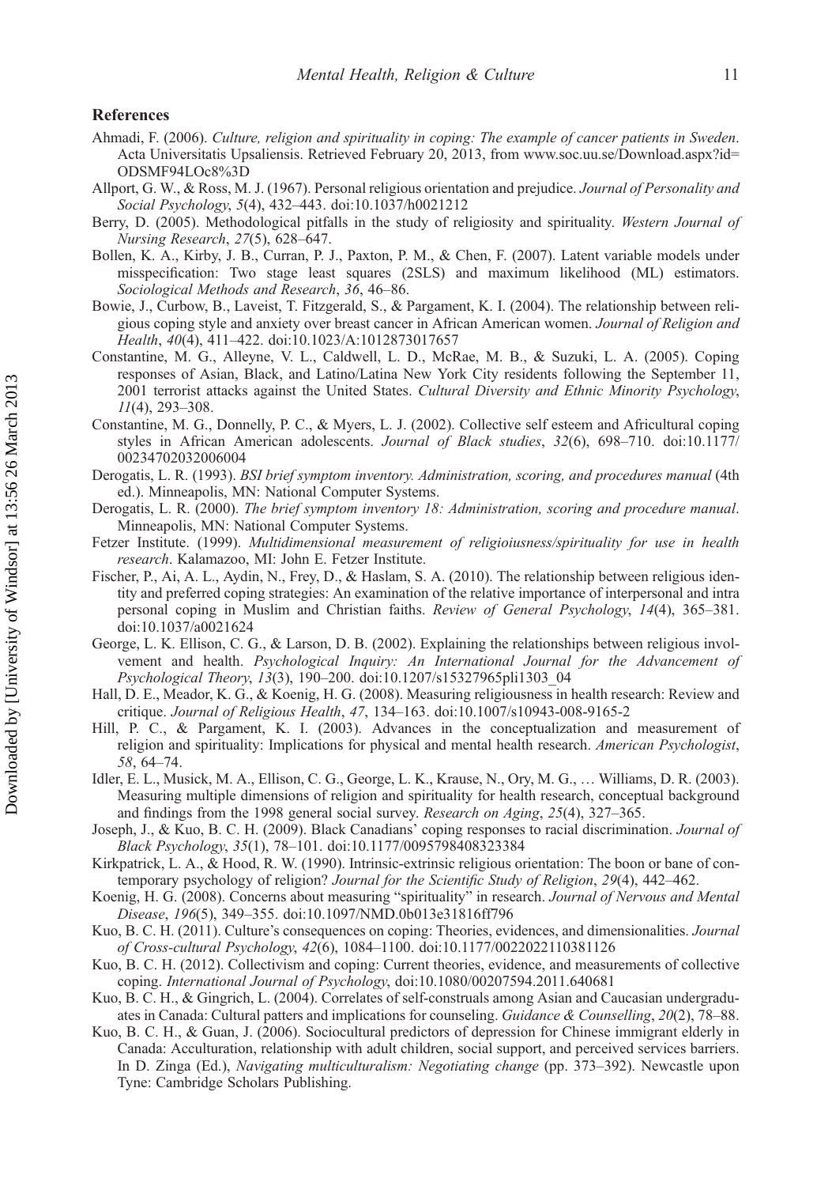## References

Ahmadi, F. (2006). *Culture, religion and spirituality in coping: The example of cancer patients in Sweden*. Acta Universitatis Upsaliensis. Retrieved February 20, 2013, from www.soc.uu.se/Download.aspx?id=ODSMF94LOc8%3D

Allport, G. W., & Ross, M. J. (1967). Personal religious orientation and prejudice. *Journal of Personality and Social Psychology*, *5*(4), 432–443. doi:10.1037/h0021212

Berry, D. (2005). Methodological pitfalls in the study of religiosity and spirituality. *Western Journal of Nursing Research*, *27*(5), 628–647.

Bollen, K. A., Kirby, J. B., Curran, P. J., Paxton, P. M., & Chen, F. (2007). Latent variable models under misspecification: Two stage least squares (2SLS) and maximum likelihood (ML) estimators. *Sociological Methods and Research*, *36*, 46–86.

Bowie, J., Curbow, B., Laveist, T. Fitzgerald, S., & Pargament, K. I. (2004). The relationship between religious coping style and anxiety over breast cancer in African American women. *Journal of Religion and Health*, *40*(4), 411–422. doi:10.1023/A:1012873017657

Constantine, M. G., Alleyne, V. L., Caldwell, L. D., McRae, M. B., & Suzuki, L. A. (2005). Coping responses of Asian, Black, and Latino/Latina New York City residents following the September 11, 2001 terrorist attacks against the United States. *Cultural Diversity and Ethnic Minority Psychology*, *11*(4), 293–308.

Constantine, M. G., Donnelly, P. C., & Myers, L. J. (2002). Collective self esteem and Africultural coping styles in African American adolescents. *Journal of Black studies*, *32*(6), 698–710. doi:10.1177/00234702032006004

Derogatis, L. R. (1993). *BSI brief symptom inventory. Administration, scoring, and procedures manual* (4th ed.). Minneapolis, MN: National Computer Systems.

Derogatis, L. R. (2000). *The brief symptom inventory 18: Administration, scoring and procedure manual*. Minneapolis, MN: National Computer Systems.

Fetzer Institute. (1999). *Multidimensional measurement of religioiusness/spirituality for use in health research*. Kalamazoo, MI: John E. Fetzer Institute.

Fischer, P., Ai, A. L., Aydin, N., Frey, D., & Haslam, S. A. (2010). The relationship between religious identity and preferred coping strategies: An examination of the relative importance of interpersonal and intra personal coping in Muslim and Christian faiths. *Review of General Psychology*, *14*(4), 365–381. doi:10.1037/a0021624

George, L. K. Ellison, C. G., & Larson, D. B. (2002). Explaining the relationships between religious involvement and health. *Psychological Inquiry: An International Journal for the Advancement of Psychological Theory*, *13*(3), 190–200. doi:10.1207/s15327965pli1303_04

Hall, D. E., Meador, K. G., & Koenig, H. G. (2008). Measuring religiousness in health research: Review and critique. *Journal of Religious Health*, *47*, 134–163. doi:10.1007/s10943-008-9165-2

Hill, P. C., & Pargament, K. I. (2003). Advances in the conceptualization and measurement of religion and spirituality: Implications for physical and mental health research. *American Psychologist*, *58*, 64–74.

Idler, E. L., Musick, M. A., Ellison, C. G., George, L. K., Krause, N., Ory, M. G., … Williams, D. R. (2003). Measuring multiple dimensions of religion and spirituality for health research, conceptual background and findings from the 1998 general social survey. *Research on Aging*, *25*(4), 327–365.

Joseph, J., & Kuo, B. C. H. (2009). Black Canadians' coping responses to racial discrimination. *Journal of Black Psychology*, *35*(1), 78–101. doi:10.1177/0095798408323384

Kirkpatrick, L. A., & Hood, R. W. (1990). Intrinsic-extrinsic religious orientation: The boon or bane of contemporary psychology of religion? *Journal for the Scientific Study of Religion*, *29*(4), 442–462.

Koenig, H. G. (2008). Concerns about measuring "spirituality" in research. *Journal of Nervous and Mental Disease*, *196*(5), 349–355. doi:10.1097/NMD.0b013e31816ff796

Kuo, B. C. H. (2011). Culture's consequences on coping: Theories, evidences, and dimensionalities. *Journal of Cross-cultural Psychology*, *42*(6), 1084–1100. doi:10.1177/0022022110381126

Kuo, B. C. H. (2012). Collectivism and coping: Current theories, evidence, and measurements of collective coping. *International Journal of Psychology*, doi:10.1080/00207594.2011.640681

Kuo, B. C. H., & Gingrich, L. (2004). Correlates of self-construals among Asian and Caucasian undergraduates in Canada: Cultural patters and implications for counseling. *Guidance & Counselling*, *20*(2), 78–88.

Kuo, B. C. H., & Guan, J. (2006). Sociocultural predictors of depression for Chinese immigrant elderly in Canada: Acculturation, relationship with adult children, social support, and perceived services barriers. In D. Zinga (Ed.), *Navigating multiculturalism: Negotiating change* (pp. 373–392). Newcastle upon Tyne: Cambridge Scholars Publishing.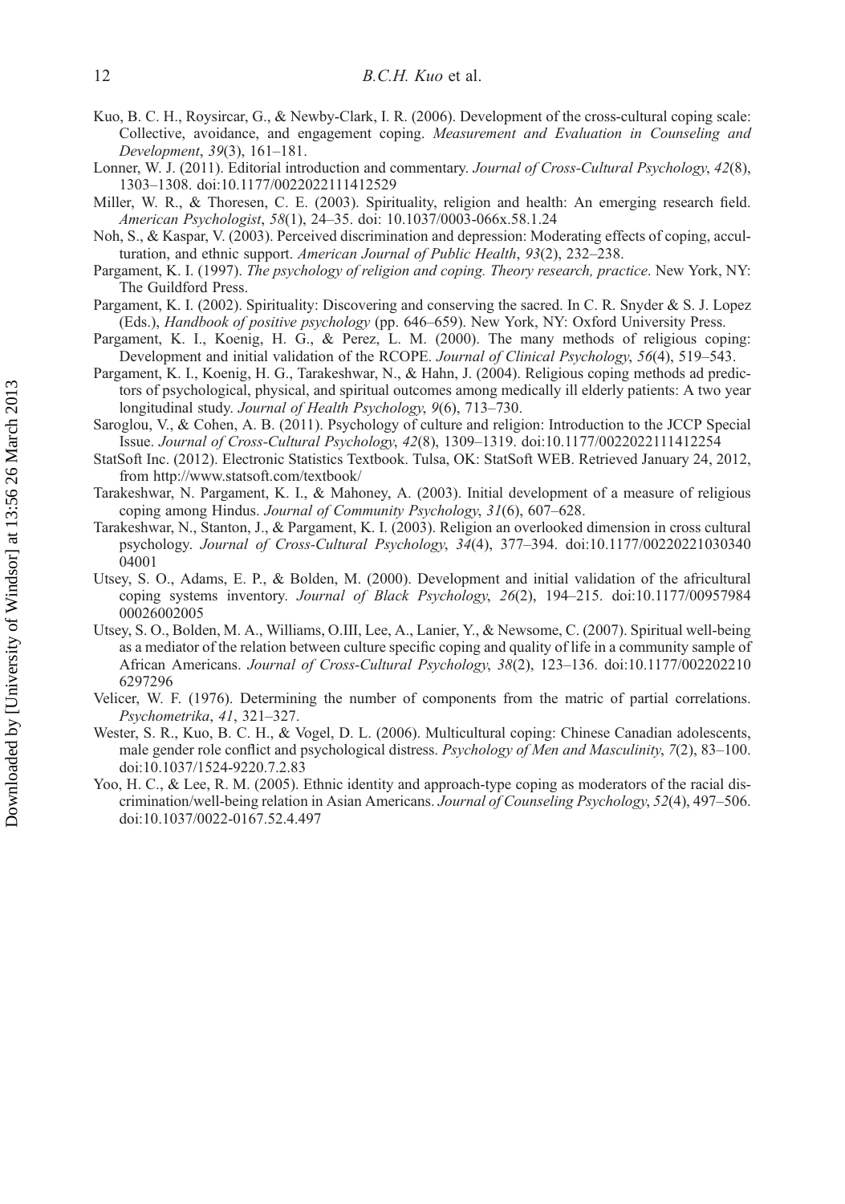Kuo, B. C. H., Roysircar, G., & Newby-Clark, I. R. (2006). Development of the cross-cultural coping scale: Collective, avoidance, and engagement coping. *Measurement and Evaluation in Counseling and Development*, *39*(3), 161–181.

Lonner, W. J. (2011). Editorial introduction and commentary. *Journal of Cross-Cultural Psychology*, *42*(8), 1303–1308. doi:10.1177/0022022111412529

Miller, W. R., & Thoresen, C. E. (2003). Spirituality, religion and health: An emerging research field. *American Psychologist*, *58*(1), 24–35. doi: 10.1037/0003-066x.58.1.24

Noh, S., & Kaspar, V. (2003). Perceived discrimination and depression: Moderating effects of coping, acculturation, and ethnic support. *American Journal of Public Health*, *93*(2), 232–238.

Pargament, K. I. (1997). *The psychology of religion and coping. Theory research, practice*. New York, NY: The Guildford Press.

Pargament, K. I. (2002). Spirituality: Discovering and conserving the sacred. In C. R. Snyder & S. J. Lopez (Eds.), *Handbook of positive psychology* (pp. 646–659). New York, NY: Oxford University Press.

Pargament, K. I., Koenig, H. G., & Perez, L. M. (2000). The many methods of religious coping: Development and initial validation of the RCOPE. *Journal of Clinical Psychology*, *56*(4), 519–543.

Pargament, K. I., Koenig, H. G., Tarakeshwar, N., & Hahn, J. (2004). Religious coping methods ad predictors of psychological, physical, and spiritual outcomes among medically ill elderly patients: A two year longitudinal study. *Journal of Health Psychology*, *9*(6), 713–730.

Saroglou, V., & Cohen, A. B. (2011). Psychology of culture and religion: Introduction to the JCCP Special Issue. *Journal of Cross-Cultural Psychology*, *42*(8), 1309–1319. doi:10.1177/0022022111412254

StatSoft Inc. (2012). Electronic Statistics Textbook. Tulsa, OK: StatSoft WEB. Retrieved January 24, 2012, from http://www.statsoft.com/textbook/

Tarakeshwar, N. Pargament, K. I., & Mahoney, A. (2003). Initial development of a measure of religious coping among Hindus. *Journal of Community Psychology*, *31*(6), 607–628.

Tarakeshwar, N., Stanton, J., & Pargament, K. I. (2003). Religion an overlooked dimension in cross cultural psychology. *Journal of Cross-Cultural Psychology*, *34*(4), 377–394. doi:10.1177/0022022103034004001

Utsey, S. O., Adams, E. P., & Bolden, M. (2000). Development and initial validation of the africultural coping systems inventory. *Journal of Black Psychology*, *26*(2), 194–215. doi:10.1177/0095798400026002005

Utsey, S. O., Bolden, M. A., Williams, O.III, Lee, A., Lanier, Y., & Newsome, C. (2007). Spiritual well-being as a mediator of the relation between culture specific coping and quality of life in a community sample of African Americans. *Journal of Cross-Cultural Psychology*, *38*(2), 123–136. doi:10.1177/0022022106297296

Velicer, W. F. (1976). Determining the number of components from the matric of partial correlations. *Psychometrika*, *41*, 321–327.

Wester, S. R., Kuo, B. C. H., & Vogel, D. L. (2006). Multicultural coping: Chinese Canadian adolescents, male gender role conflict and psychological distress. *Psychology of Men and Masculinity*, *7*(2), 83–100. doi:10.1037/1524-9220.7.2.83

Yoo, H. C., & Lee, R. M. (2005). Ethnic identity and approach-type coping as moderators of the racial discrimination/well-being relation in Asian Americans. *Journal of Counseling Psychology*, *52*(4), 497–506. doi:10.1037/0022-0167.52.4.497